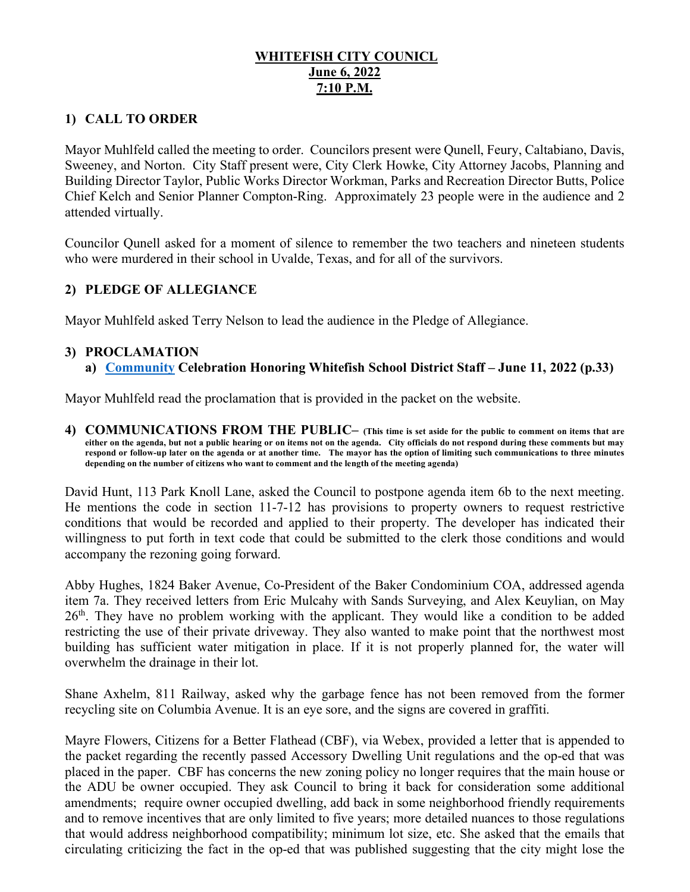# WHITEFISH CITY COUNICL
## June 6, 2022
## 7:10 P.M.

### 1) CALL TO ORDER

Mayor Muhlfeld called the meeting to order. Councilors present were Qunell, Feury, Caltabiano, Davis, Sweeney, and Norton. City Staff present were, City Clerk Howke, City Attorney Jacobs, Planning and Building Director Taylor, Public Works Director Workman, Parks and Recreation Director Butts, Police Chief Kelch and Senior Planner Compton-Ring. Approximately 23 people were in the audience and 2 attended virtually.

Councilor Qunell asked for a moment of silence to remember the two teachers and nineteen students who were murdered in their school in Uvalde, Texas, and for all of the survivors.

### 2) PLEDGE OF ALLEGIANCE

Mayor Muhlfeld asked Terry Nelson to lead the audience in the Pledge of Allegiance.

### 3) PROCLAMATION

**a) Community Celebration Honoring Whitefish School District Staff – June 11, 2022 (p.33)**

Mayor Muhlfeld read the proclamation that is provided in the packet on the website.

### 4) COMMUNICATIONS FROM THE PUBLIC– 

**(This time is set aside for the public to comment on items that are either on the agenda, but not a public hearing or on items not on the agenda. City officials do not respond during these comments but may respond or follow-up later on the agenda or at another time. The mayor has the option of limiting such communications to three minutes depending on the number of citizens who want to comment and the length of the meeting agenda)**

David Hunt, 113 Park Knoll Lane, asked the Council to postpone agenda item 6b to the next meeting. He mentions the code in section 11-7-12 has provisions to property owners to request restrictive conditions that would be recorded and applied to their property. The developer has indicated their willingness to put forth in text code that could be submitted to the clerk those conditions and would accompany the rezoning going forward.

Abby Hughes, 1824 Baker Avenue, Co-President of the Baker Condominium COA, addressed agenda item 7a. They received letters from Eric Mulcahy with Sands Surveying, and Alex Keuylian, on May 26th. They have no problem working with the applicant. They would like a condition to be added restricting the use of their private driveway. They also wanted to make point that the northwest most building has sufficient water mitigation in place. If it is not properly planned for, the water will overwhelm the drainage in their lot.

Shane Axhelm, 811 Railway, asked why the garbage fence has not been removed from the former recycling site on Columbia Avenue. It is an eye sore, and the signs are covered in graffiti.

Mayre Flowers, Citizens for a Better Flathead (CBF), via Webex, provided a letter that is appended to the packet regarding the recently passed Accessory Dwelling Unit regulations and the op-ed that was placed in the paper. CBF has concerns the new zoning policy no longer requires that the main house or the ADU be owner occupied. They ask Council to bring it back for consideration some additional amendments; require owner occupied dwelling, add back in some neighborhood friendly requirements and to remove incentives that are only limited to five years; more detailed nuances to those regulations that would address neighborhood compatibility; minimum lot size, etc. She asked that the emails that circulating criticizing the fact in the op-ed that was published suggesting that the city might lose the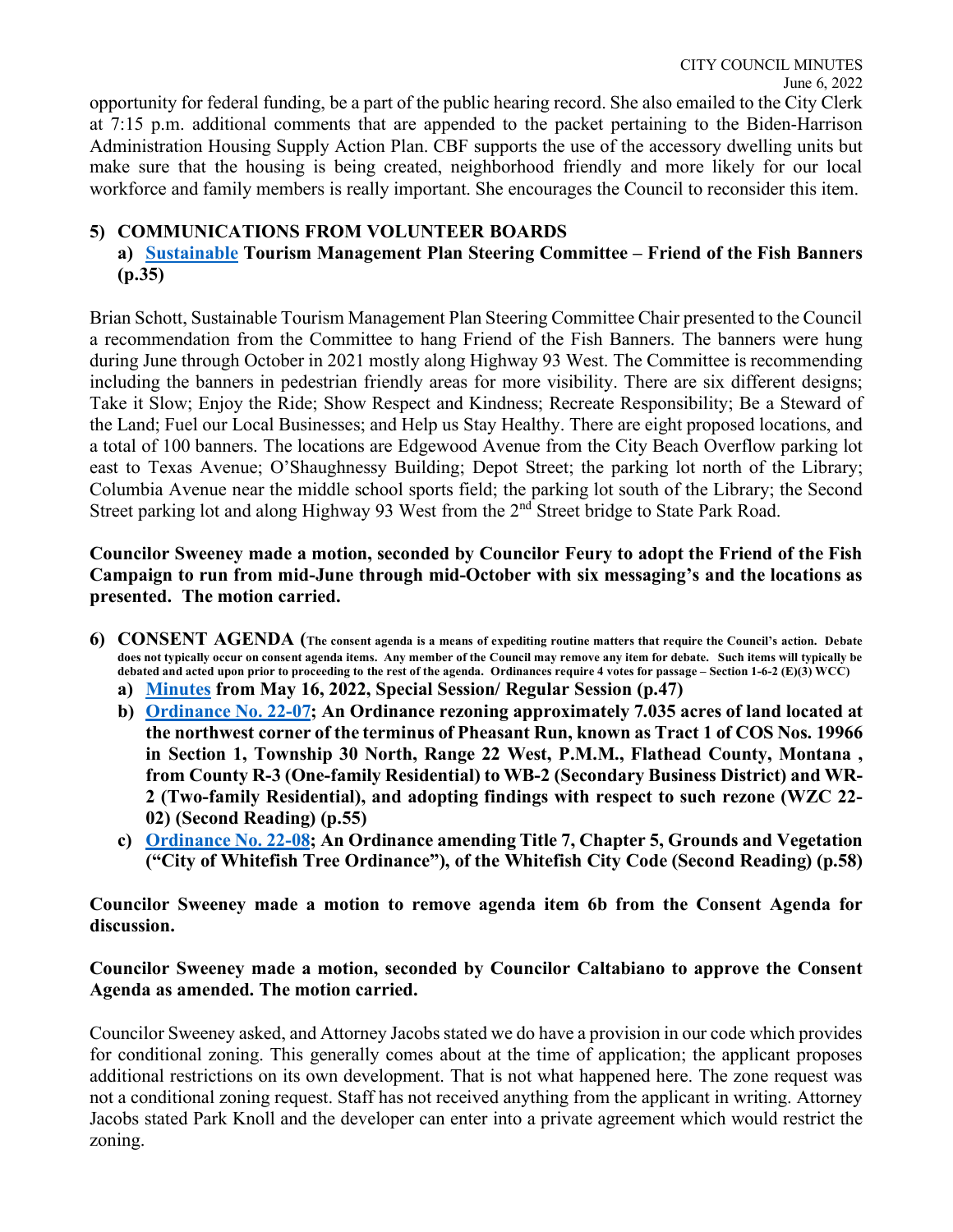opportunity for federal funding, be a part of the public hearing record. She also emailed to the City Clerk at 7:15 p.m. additional comments that are appended to the packet pertaining to the Biden-Harrison Administration Housing Supply Action Plan. CBF supports the use of the accessory dwelling units but make sure that the housing is being created, neighborhood friendly and more likely for our local workforce and family members is really important. She encourages the Council to reconsider this item.

**5) COMMUNICATIONS FROM VOLUNTEER BOARDS**

**a) Sustainable Tourism Management Plan Steering Committee – Friend of the Fish Banners (p.35)**

Brian Schott, Sustainable Tourism Management Plan Steering Committee Chair presented to the Council a recommendation from the Committee to hang Friend of the Fish Banners. The banners were hung during June through October in 2021 mostly along Highway 93 West. The Committee is recommending including the banners in pedestrian friendly areas for more visibility. There are six different designs; Take it Slow; Enjoy the Ride; Show Respect and Kindness; Recreate Responsibility; Be a Steward of the Land; Fuel our Local Businesses; and Help us Stay Healthy. There are eight proposed locations, and a total of 100 banners. The locations are Edgewood Avenue from the City Beach Overflow parking lot east to Texas Avenue; O'Shaughnessy Building; Depot Street; the parking lot north of the Library; Columbia Avenue near the middle school sports field; the parking lot south of the Library; the Second Street parking lot and along Highway 93 West from the 2nd Street bridge to State Park Road.

**Councilor Sweeney made a motion, seconded by Councilor Feury to adopt the Friend of the Fish Campaign to run from mid-June through mid-October with six messaging's and the locations as presented. The motion carried.**

**6) CONSENT AGENDA (The consent agenda is a means of expediting routine matters that require the Council's action. Debate does not typically occur on consent agenda items. Any member of the Council may remove any item for debate. Such items will typically be debated and acted upon prior to proceeding to the rest of the agenda. Ordinances require 4 votes for passage – Section 1-6-2 (E)(3) WCC)**

**a) Minutes from May 16, 2022, Special Session/ Regular Session (p.47)**

**b) Ordinance No. 22-07; An Ordinance rezoning approximately 7.035 acres of land located at the northwest corner of the terminus of Pheasant Run, known as Tract 1 of COS Nos. 19966 in Section 1, Township 30 North, Range 22 West, P.M.M., Flathead County, Montana , from County R-3 (One-family Residential) to WB-2 (Secondary Business District) and WR-2 (Two-family Residential), and adopting findings with respect to such rezone (WZC 22-02) (Second Reading) (p.55)**

**c) Ordinance No. 22-08; An Ordinance amending Title 7, Chapter 5, Grounds and Vegetation ("City of Whitefish Tree Ordinance"), of the Whitefish City Code (Second Reading) (p.58)**

**Councilor Sweeney made a motion to remove agenda item 6b from the Consent Agenda for discussion.**

**Councilor Sweeney made a motion, seconded by Councilor Caltabiano to approve the Consent Agenda as amended. The motion carried.**

Councilor Sweeney asked, and Attorney Jacobs stated we do have a provision in our code which provides for conditional zoning. This generally comes about at the time of application; the applicant proposes additional restrictions on its own development. That is not what happened here. The zone request was not a conditional zoning request. Staff has not received anything from the applicant in writing. Attorney Jacobs stated Park Knoll and the developer can enter into a private agreement which would restrict the zoning.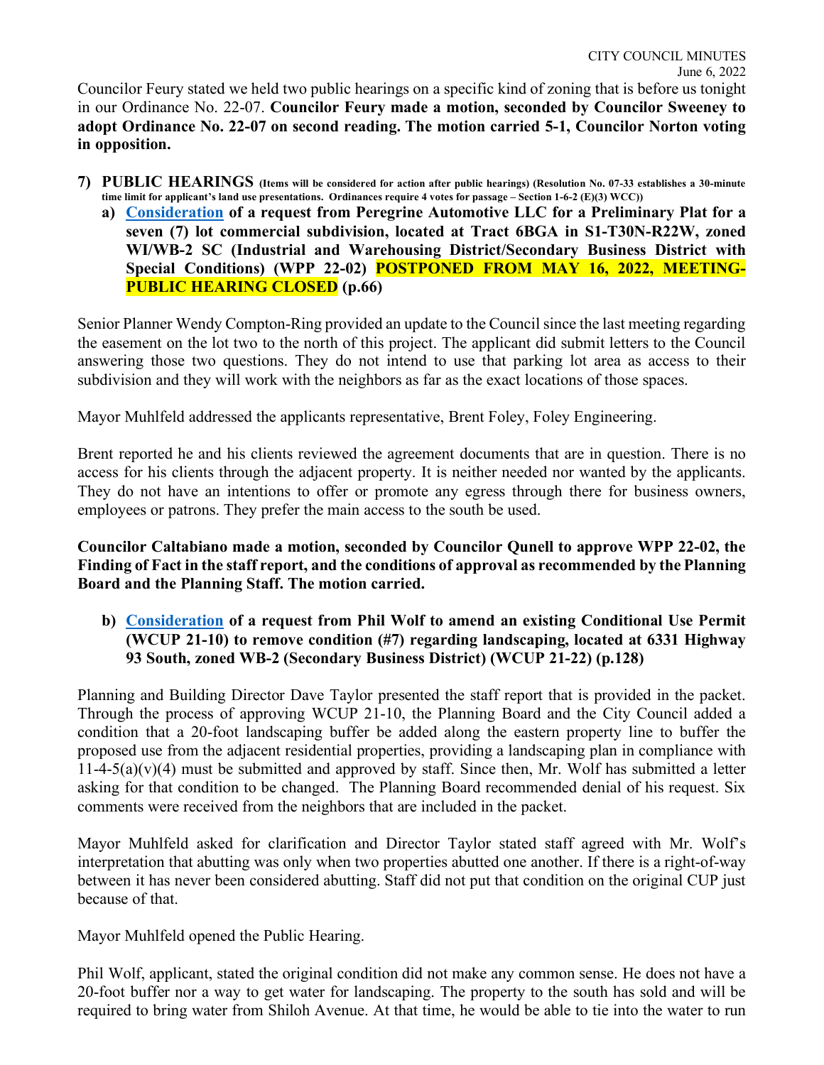Councilor Feury stated we held two public hearings on a specific kind of zoning that is before us tonight in our Ordinance No. 22-07. **Councilor Feury made a motion, seconded by Councilor Sweeney to adopt Ordinance No. 22-07 on second reading. The motion carried 5-1, Councilor Norton voting in opposition.**

## 7) PUBLIC HEARINGS (Items will be considered for action after public hearings) (Resolution No. 07-33 establishes a 30-minute time limit for applicant's land use presentations. Ordinances require 4 votes for passage – Section 1-6-2 (E)(3) WCC))

**a) Consideration of a request from Peregrine Automotive LLC for a Preliminary Plat for a seven (7) lot commercial subdivision, located at Tract 6BGA in S1-T30N-R22W, zoned WI/WB-2 SC (Industrial and Warehousing District/Secondary Business District with Special Conditions) (WPP 22-02) POSTPONED FROM MAY 16, 2022, MEETING-PUBLIC HEARING CLOSED (p.66)**

Senior Planner Wendy Compton-Ring provided an update to the Council since the last meeting regarding the easement on the lot two to the north of this project. The applicant did submit letters to the Council answering those two questions. They do not intend to use that parking lot area as access to their subdivision and they will work with the neighbors as far as the exact locations of those spaces.

Mayor Muhlfeld addressed the applicants representative, Brent Foley, Foley Engineering.

Brent reported he and his clients reviewed the agreement documents that are in question. There is no access for his clients through the adjacent property. It is neither needed nor wanted by the applicants. They do not have an intentions to offer or promote any egress through there for business owners, employees or patrons. They prefer the main access to the south be used.

**Councilor Caltabiano made a motion, seconded by Councilor Qunell to approve WPP 22-02, the Finding of Fact in the staff report, and the conditions of approval as recommended by the Planning Board and the Planning Staff. The motion carried.**

**b) Consideration of a request from Phil Wolf to amend an existing Conditional Use Permit (WCUP 21-10) to remove condition (#7) regarding landscaping, located at 6331 Highway 93 South, zoned WB-2 (Secondary Business District) (WCUP 21-22) (p.128)**

Planning and Building Director Dave Taylor presented the staff report that is provided in the packet. Through the process of approving WCUP 21-10, the Planning Board and the City Council added a condition that a 20-foot landscaping buffer be added along the eastern property line to buffer the proposed use from the adjacent residential properties, providing a landscaping plan in compliance with 11-4-5(a)(v)(4) must be submitted and approved by staff. Since then, Mr. Wolf has submitted a letter asking for that condition to be changed. The Planning Board recommended denial of his request. Six comments were received from the neighbors that are included in the packet.

Mayor Muhlfeld asked for clarification and Director Taylor stated staff agreed with Mr. Wolf's interpretation that abutting was only when two properties abutted one another. If there is a right-of-way between it has never been considered abutting. Staff did not put that condition on the original CUP just because of that.

Mayor Muhlfeld opened the Public Hearing.

Phil Wolf, applicant, stated the original condition did not make any common sense. He does not have a 20-foot buffer nor a way to get water for landscaping. The property to the south has sold and will be required to bring water from Shiloh Avenue. At that time, he would be able to tie into the water to run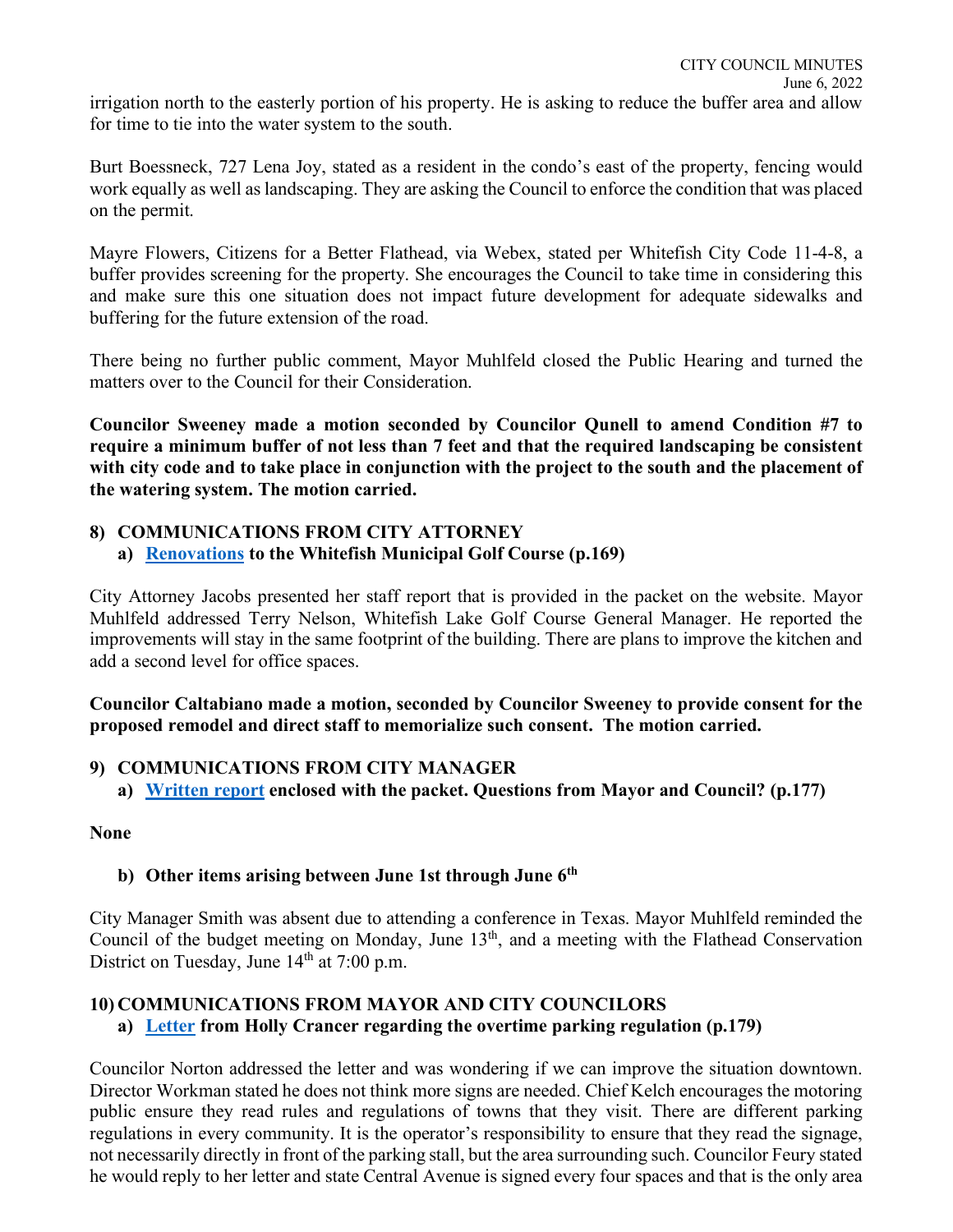irrigation north to the easterly portion of his property. He is asking to reduce the buffer area and allow for time to tie into the water system to the south.

Burt Boessneck, 727 Lena Joy, stated as a resident in the condo's east of the property, fencing would work equally as well as landscaping. They are asking the Council to enforce the condition that was placed on the permit.

Mayre Flowers, Citizens for a Better Flathead, via Webex, stated per Whitefish City Code 11-4-8, a buffer provides screening for the property. She encourages the Council to take time in considering this and make sure this one situation does not impact future development for adequate sidewalks and buffering for the future extension of the road.

There being no further public comment, Mayor Muhlfeld closed the Public Hearing and turned the matters over to the Council for their Consideration.

**Councilor Sweeney made a motion seconded by Councilor Qunell to amend Condition #7 to require a minimum buffer of not less than 7 feet and that the required landscaping be consistent with city code and to take place in conjunction with the project to the south and the placement of the watering system. The motion carried.**

### 8) COMMUNICATIONS FROM CITY ATTORNEY

**a) Renovations to the Whitefish Municipal Golf Course (p.169)**

City Attorney Jacobs presented her staff report that is provided in the packet on the website. Mayor Muhlfeld addressed Terry Nelson, Whitefish Lake Golf Course General Manager. He reported the improvements will stay in the same footprint of the building. There are plans to improve the kitchen and add a second level for office spaces.

**Councilor Caltabiano made a motion, seconded by Councilor Sweeney to provide consent for the proposed remodel and direct staff to memorialize such consent. The motion carried.**

### 9) COMMUNICATIONS FROM CITY MANAGER

**a) Written report enclosed with the packet. Questions from Mayor and Council? (p.177)**

**None**

**b) Other items arising between June 1st through June 6th**

City Manager Smith was absent due to attending a conference in Texas. Mayor Muhlfeld reminded the Council of the budget meeting on Monday, June 13th, and a meeting with the Flathead Conservation District on Tuesday, June 14th at 7:00 p.m.

### 10) COMMUNICATIONS FROM MAYOR AND CITY COUNCILORS

**a) Letter from Holly Crancer regarding the overtime parking regulation (p.179)**

Councilor Norton addressed the letter and was wondering if we can improve the situation downtown. Director Workman stated he does not think more signs are needed. Chief Kelch encourages the motoring public ensure they read rules and regulations of towns that they visit. There are different parking regulations in every community. It is the operator's responsibility to ensure that they read the signage, not necessarily directly in front of the parking stall, but the area surrounding such. Councilor Feury stated he would reply to her letter and state Central Avenue is signed every four spaces and that is the only area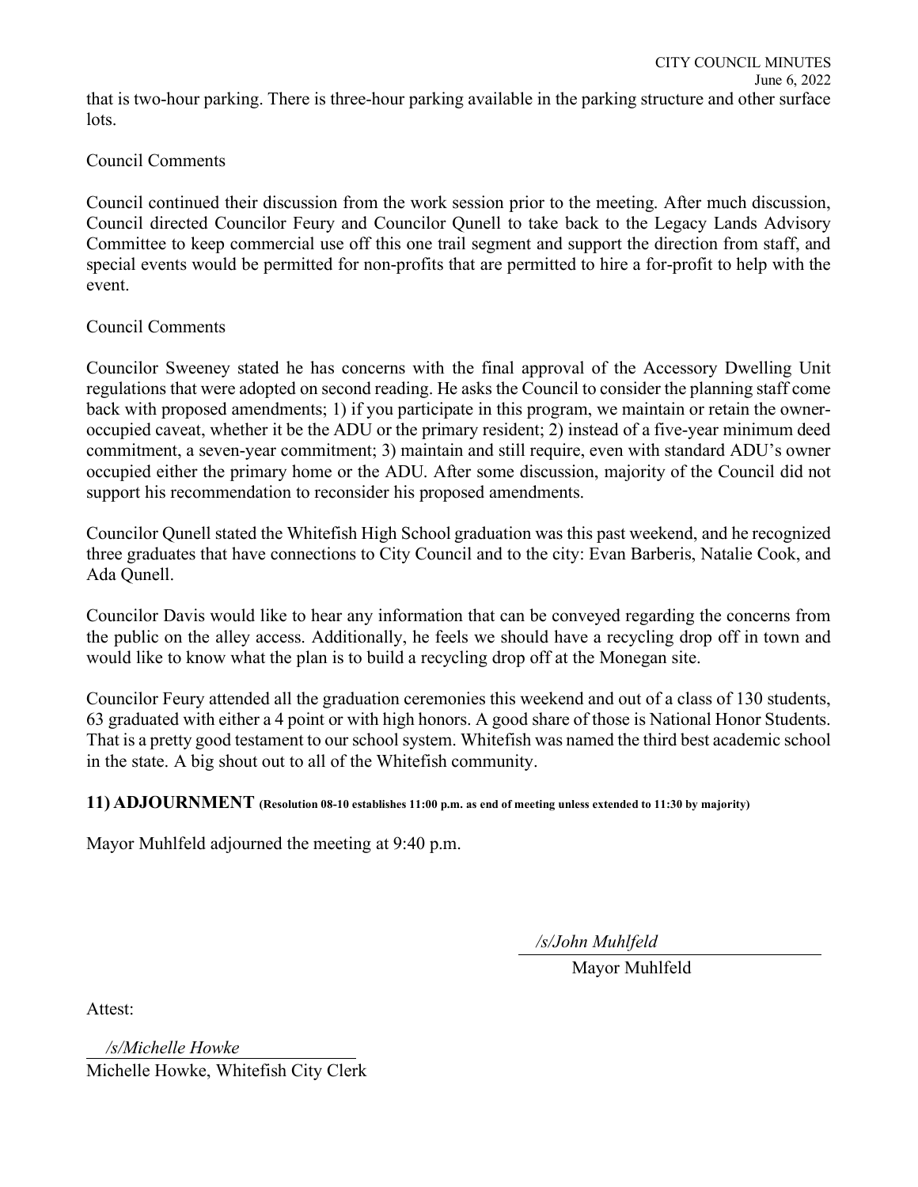that is two-hour parking. There is three-hour parking available in the parking structure and other surface lots.

Council Comments

Council continued their discussion from the work session prior to the meeting. After much discussion, Council directed Councilor Feury and Councilor Qunell to take back to the Legacy Lands Advisory Committee to keep commercial use off this one trail segment and support the direction from staff, and special events would be permitted for non-profits that are permitted to hire a for-profit to help with the event.

Council Comments

Councilor Sweeney stated he has concerns with the final approval of the Accessory Dwelling Unit regulations that were adopted on second reading. He asks the Council to consider the planning staff come back with proposed amendments; 1) if you participate in this program, we maintain or retain the owner-occupied caveat, whether it be the ADU or the primary resident; 2) instead of a five-year minimum deed commitment, a seven-year commitment; 3) maintain and still require, even with standard ADU's owner occupied either the primary home or the ADU. After some discussion, majority of the Council did not support his recommendation to reconsider his proposed amendments.

Councilor Qunell stated the Whitefish High School graduation was this past weekend, and he recognized three graduates that have connections to City Council and to the city: Evan Barberis, Natalie Cook, and Ada Qunell.

Councilor Davis would like to hear any information that can be conveyed regarding the concerns from the public on the alley access. Additionally, he feels we should have a recycling drop off in town and would like to know what the plan is to build a recycling drop off at the Monegan site.

Councilor Feury attended all the graduation ceremonies this weekend and out of a class of 130 students, 63 graduated with either a 4 point or with high honors. A good share of those is National Honor Students. That is a pretty good testament to our school system. Whitefish was named the third best academic school in the state. A big shout out to all of the Whitefish community.

**11) ADJOURNMENT** **(Resolution 08-10 establishes 11:00 p.m. as end of meeting unless extended to 11:30 by majority)**

Mayor Muhlfeld adjourned the meeting at 9:40 p.m.

*/s/John Muhlfeld*
Mayor Muhlfeld

Attest:

*/s/Michelle Howke*
Michelle Howke, Whitefish City Clerk